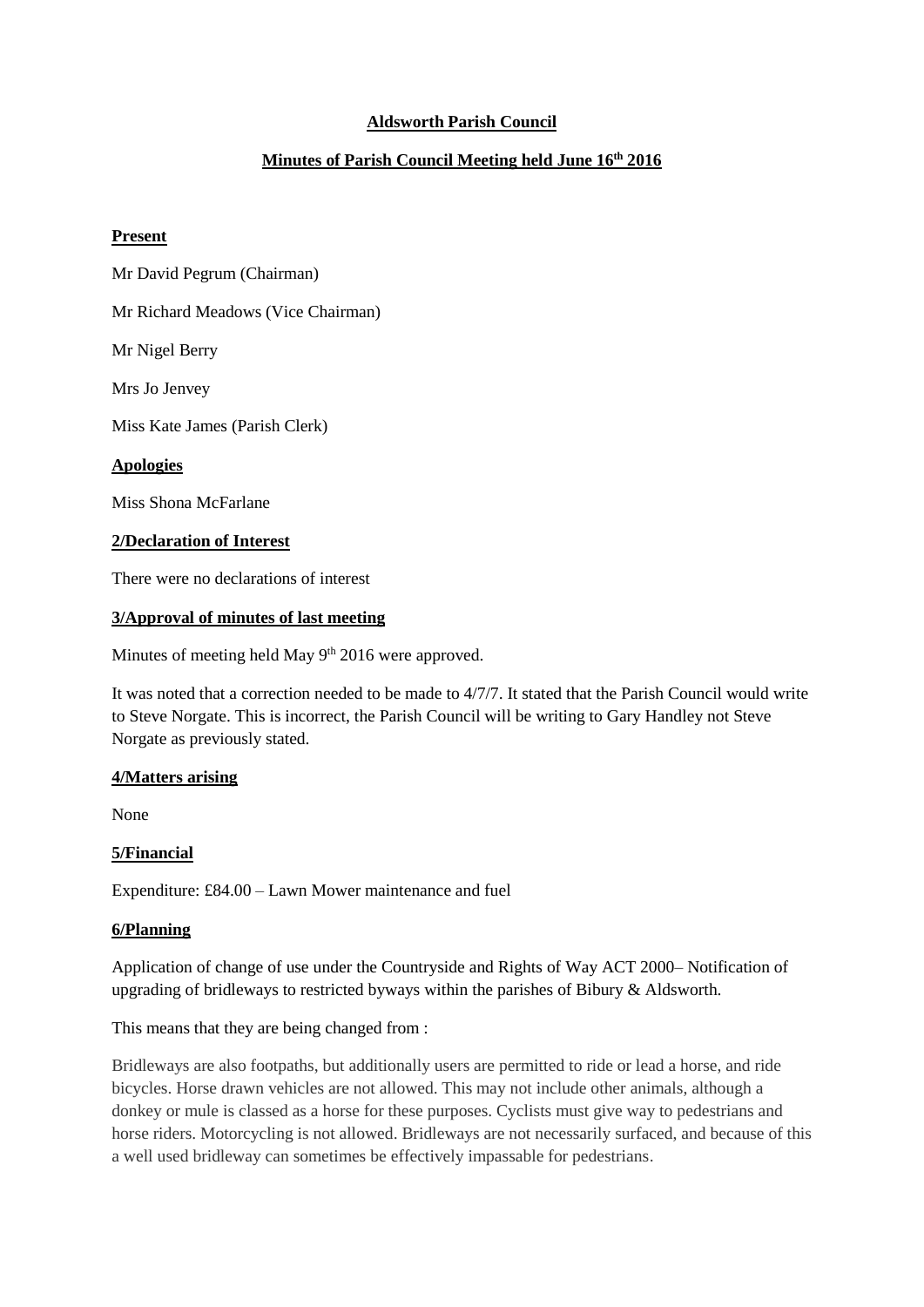# Aldsworth Parish Council

## Minutes of Parish Council Meeting held June 16th 2016

### Present

Mr David Pegrum (Chairman)

Mr Richard Meadows (Vice Chairman)

Mr Nigel Berry

Mrs Jo Jenvey

Miss Kate James (Parish Clerk)

### Apologies

Miss Shona McFarlane

### 2/Declaration of Interest

There were no declarations of interest

### 3/Approval of minutes of last meeting

Minutes of meeting held May 9th 2016 were approved.

It was noted that a correction needed to be made to 4/7/7. It stated that the Parish Council would write to Steve Norgate. This is incorrect, the Parish Council will be writing to Gary Handley not Steve Norgate as previously stated.

### 4/Matters arising

None

### 5/Financial

Expenditure: £84.00 – Lawn Mower maintenance and fuel

### 6/Planning

Application of change of use under the Countryside and Rights of Way ACT 2000– Notification of upgrading of bridleways to restricted byways within the parishes of Bibury & Aldsworth.

This means that they are being changed from :

Bridleways are also footpaths, but additionally users are permitted to ride or lead a horse, and ride bicycles. Horse drawn vehicles are not allowed. This may not include other animals, although a donkey or mule is classed as a horse for these purposes. Cyclists must give way to pedestrians and horse riders. Motorcycling is not allowed. Bridleways are not necessarily surfaced, and because of this a well used bridleway can sometimes be effectively impassable for pedestrians.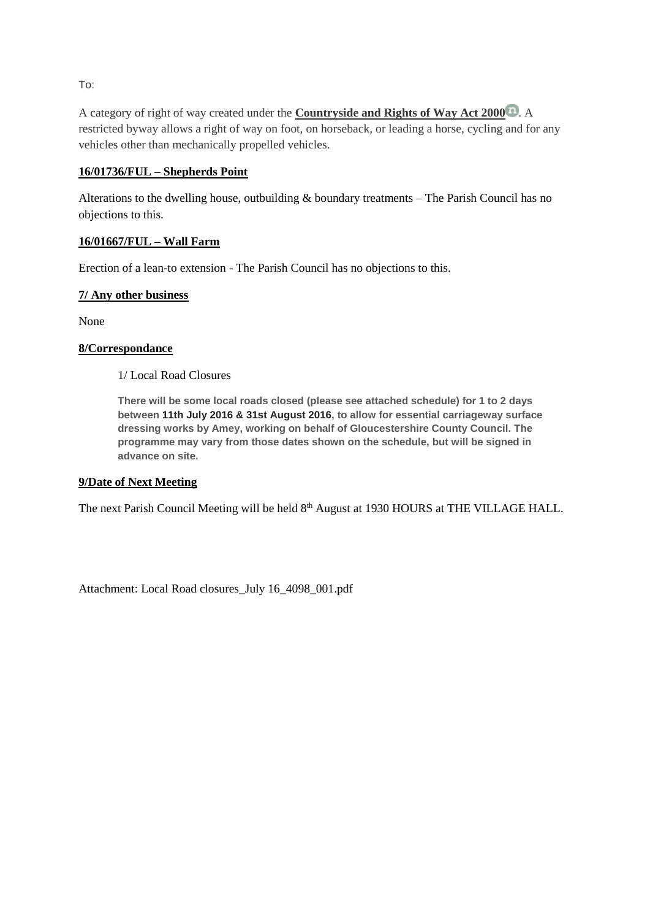To:

A category of right of way created under the **Countryside and Rights of Way Act 2000**. A restricted byway allows a right of way on foot, on horseback, or leading a horse, cycling and for any vehicles other than mechanically propelled vehicles.

**16/01736/FUL – Shepherds Point**

Alterations to the dwelling house, outbuilding & boundary treatments – The Parish Council has no objections to this.

**16/01667/FUL – Wall Farm**

Erection of a lean-to extension - The Parish Council has no objections to this.

**7/ Any other business**

None

**8/Correspondance**

1/ Local Road Closures

**There will be some local roads closed (please see attached schedule) for 1 to 2 days between 11th July 2016 & 31st August 2016, to allow for essential carriageway surface dressing works by Amey, working on behalf of Gloucestershire County Council. The programme may vary from those dates shown on the schedule, but will be signed in advance on site.**

**9/Date of Next Meeting**

The next Parish Council Meeting will be held 8th August at 1930 HOURS at THE VILLAGE HALL.

Attachment: Local Road closures_July 16_4098_001.pdf